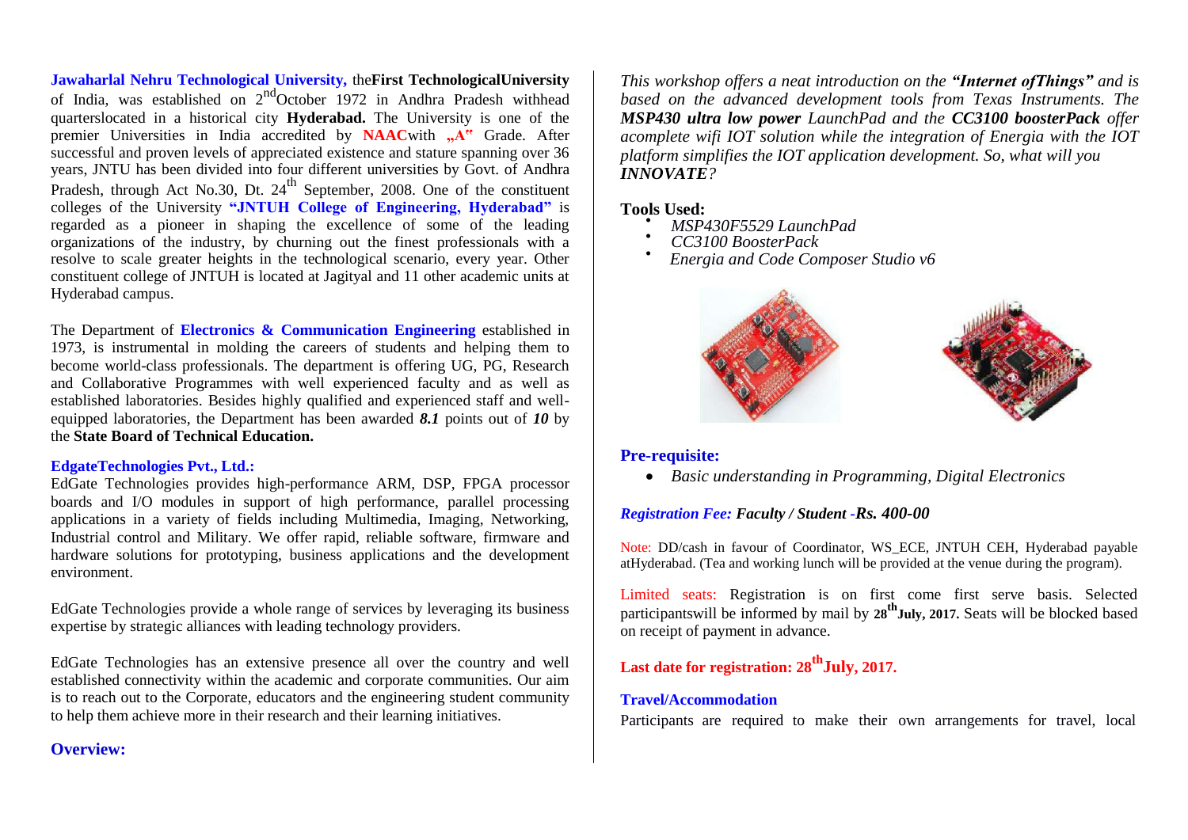**Jawaharlal Nehru Technological University,** the**First TechnologicalUniversity** of India, was established on 2nd October 1972 in Andhra Pradesh withhead quarterslocated in a historical city **Hyderabad.** The University is one of the premier Universities in India accredited by **NAAC**with **„A"** Grade. After successful and proven levels of appreciated existence and stature spanning over 36 years, JNTU has been divided into four different universities by Govt. of Andhra Pradesh, through Act No.30, Dt. 24th September, 2008. One of the constituent colleges of the University **"JNTUH College of Engineering, Hyderabad"** is regarded as a pioneer in shaping the excellence of some of the leading organizations of the industry, by churning out the finest professionals with a resolve to scale greater heights in the technological scenario, every year. Other constituent college of JNTUH is located at Jagityal and 11 other academic units at Hyderabad campus.

The Department of **Electronics & Communication Engineering** established in 1973, is instrumental in molding the careers of students and helping them to become world-class professionals. The department is offering UG, PG, Research and Collaborative Programmes with well experienced faculty and as well as established laboratories. Besides highly qualified and experienced staff and well-equipped laboratories, the Department has been awarded ***8.1*** points out of ***10*** by the **State Board of Technical Education.**

### EdgateTechnologies Pvt., Ltd.:

EdGate Technologies provides high-performance ARM, DSP, FPGA processor boards and I/O modules in support of high performance, parallel processing applications in a variety of fields including Multimedia, Imaging, Networking, Industrial control and Military. We offer rapid, reliable software, firmware and hardware solutions for prototyping, business applications and the development environment.

EdGate Technologies provide a whole range of services by leveraging its business expertise by strategic alliances with leading technology providers.

EdGate Technologies has an extensive presence all over the country and well established connectivity within the academic and corporate communities. Our aim is to reach out to the Corporate, educators and the engineering student community to help them achieve more in their research and their learning initiatives.

### Overview:

*This workshop offers a neat introduction on the **"Internet ofThings"** and is based on the advanced development tools from Texas Instruments. The **MSP430 ultra low power** LaunchPad and the **CC3100 boosterPack** offer acomplete wifi IOT solution while the integration of Energia with the IOT platform simplifies the IOT application development. So, what will you **INNOVATE**?*

**Tools Used:**

- *MSP430F5529 LaunchPad*
- *CC3100 BoosterPack*
- *Energia and Code Composer Studio v6*

### Pre-requisite:

- *Basic understanding in Programming, Digital Electronics*

***Registration Fee:* Faculty / Student -Rs. 400-00**

Note: DD/cash in favour of Coordinator, WS_ECE, JNTUH CEH, Hyderabad payable atHyderabad. (Tea and working lunch will be provided at the venue during the program).

Limited seats: Registration is on first come first serve basis. Selected participantswill be informed by mail by **28th July, 2017.** Seats will be blocked based on receipt of payment in advance.

**Last date for registration: 28th July, 2017.**

### Travel/Accommodation

Participants are required to make their own arrangements for travel, local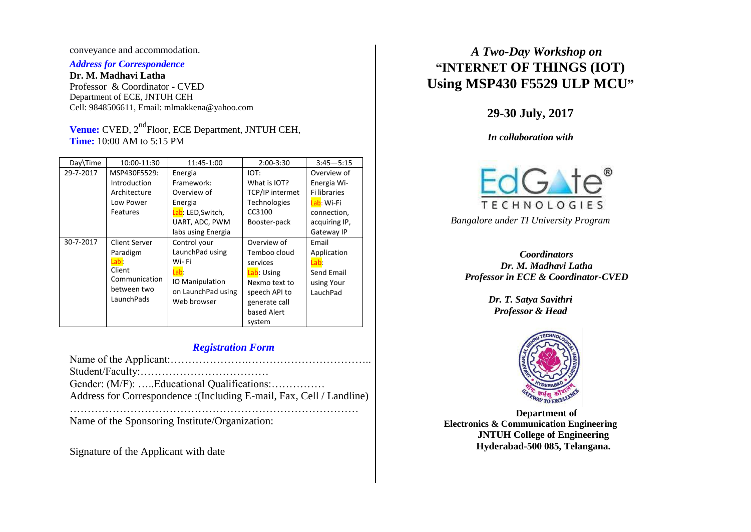conveyance and accommodation.

***Address for Correspondence***

**Dr. M. Madhavi Latha**
Professor & Coordinator - CVED
Department of ECE, JNTUH CEH
Cell: 9848506611, Email: mlmakkena@yahoo.com

**Venue:** CVED, 2nd Floor, ECE Department, JNTUH CEH,
**Time:** 10:00 AM to 5:15 PM

| Day\Time | 10:00-11:30 | 11:45-1:00 | 2:00-3:30 | 3:45—5:15 |
|---|---|---|---|---|
| 29-7-2017 | MSP430F5529: Introduction Architecture Low Power Features | Energia Framework: Overview of Energia Lab: LED,Switch, UART, ADC, PWM labs using Energia | IOT: What is IOT? TCP/IP intermet Technologies CC3100 Booster-pack | Overview of Energia Wi-Fi libraries Lab: Wi-Fi connection, acquiring IP, Gateway IP |
| 30-7-2017 | Client Server Paradigm Lab:: Client Communication between two LaunchPads | Control your LaunchPad using Wi- Fi Lab: IO Manipulation on LaunchPad using Web browser | Overview of Temboo cloud services Lab: Using Nexmo text to speech API to generate call based Alert system | Email Application Lab: Send Email using Your LauchPad |

***Registration Form***

Name of the Applicant:…………………….……………………………..
Student/Faculty:………………………………
Gender: (M/F): …..Educational Qualifications:……………
Address for Correspondence :(Including E-mail, Fax, Cell / Landline)
………………………………………………………………………
Name of the Sponsoring Institute/Organization:

Signature of the Applicant with date

# *A Two-Day Workshop on*
# **"INTERNET OF THINGS (IOT) Using MSP430 F5529 ULP MCU"**

**29-30 July, 2017**

***In collaboration with***

EdGAte® TECHNOLOGIES

*Bangalore under TI University Program*

***Coordinators***
***Dr. M. Madhavi Latha***
***Professor in ECE & Coordinator-CVED***

***Dr. T. Satya Savithri***
***Professor & Head***

**Department of**
**Electronics & Communication Engineering**
**JNTUH College of Engineering**
**Hyderabad-500 085, Telangana.**